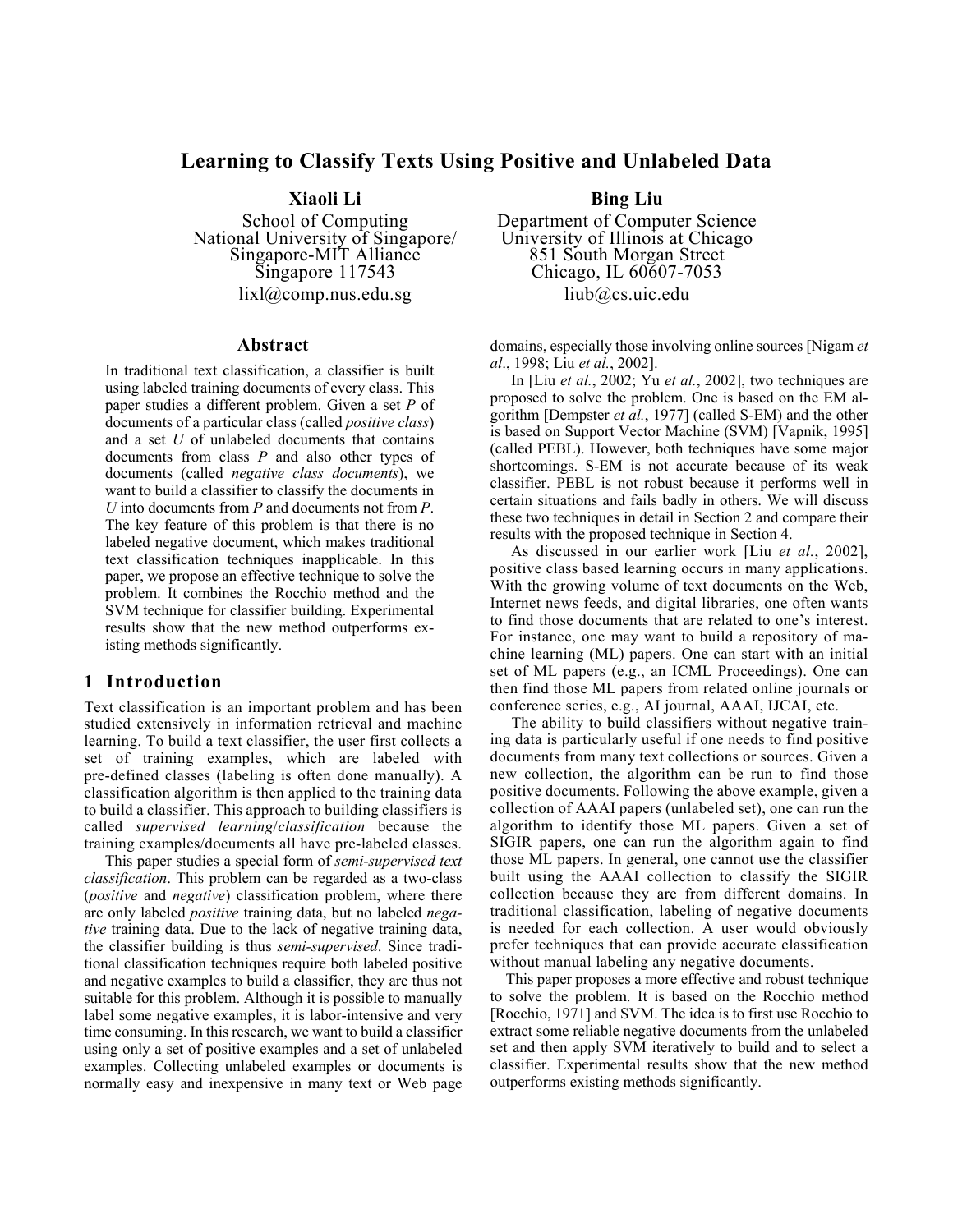# Learning to Classify Texts Using Positive and Unlabeled Data

**Xiaoli Li**
School of Computing
National University of Singapore/
Singapore-MIT Alliance
Singapore 117543
lixl@comp.nus.edu.sg

**Bing Liu**
Department of Computer Science
University of Illinois at Chicago
851 South Morgan Street
Chicago, IL 60607-7053
liub@cs.uic.edu

## Abstract

In traditional text classification, a classifier is built using labeled training documents of every class. This paper studies a different problem. Given a set *P* of documents of a particular class (called *positive class*) and a set *U* of unlabeled documents that contains documents from class *P* and also other types of documents (called *negative class documents*), we want to build a classifier to classify the documents in *U* into documents from *P* and documents not from *P*. The key feature of this problem is that there is no labeled negative document, which makes traditional text classification techniques inapplicable. In this paper, we propose an effective technique to solve the problem. It combines the Rocchio method and the SVM technique for classifier building. Experimental results show that the new method outperforms existing methods significantly.

## 1 Introduction

Text classification is an important problem and has been studied extensively in information retrieval and machine learning. To build a text classifier, the user first collects a set of training examples, which are labeled with pre-defined classes (labeling is often done manually). A classification algorithm is then applied to the training data to build a classifier. This approach to building classifiers is called *supervised learning*/*classification* because the training examples/documents all have pre-labeled classes.

This paper studies a special form of *semi-supervised text classification*. This problem can be regarded as a two-class (*positive* and *negative*) classification problem, where there are only labeled *positive* training data, but no labeled *negative* training data. Due to the lack of negative training data, the classifier building is thus *semi-supervised*. Since traditional classification techniques require both labeled positive and negative examples to build a classifier, they are thus not suitable for this problem. Although it is possible to manually label some negative examples, it is labor-intensive and very time consuming. In this research, we want to build a classifier using only a set of positive examples and a set of unlabeled examples. Collecting unlabeled examples or documents is normally easy and inexpensive in many text or Web page domains, especially those involving online sources [Nigam *et al*., 1998; Liu *et al.*, 2002].

In [Liu *et al.*, 2002; Yu *et al.*, 2002], two techniques are proposed to solve the problem. One is based on the EM algorithm [Dempster *et al.*, 1977] (called S-EM) and the other is based on Support Vector Machine (SVM) [Vapnik, 1995] (called PEBL). However, both techniques have some major shortcomings. S-EM is not accurate because of its weak classifier. PEBL is not robust because it performs well in certain situations and fails badly in others. We will discuss these two techniques in detail in Section 2 and compare their results with the proposed technique in Section 4.

As discussed in our earlier work [Liu *et al.*, 2002], positive class based learning occurs in many applications. With the growing volume of text documents on the Web, Internet news feeds, and digital libraries, one often wants to find those documents that are related to one's interest. For instance, one may want to build a repository of machine learning (ML) papers. One can start with an initial set of ML papers (e.g., an ICML Proceedings). One can then find those ML papers from related online journals or conference series, e.g., AI journal, AAAI, IJCAI, etc.

The ability to build classifiers without negative training data is particularly useful if one needs to find positive documents from many text collections or sources. Given a new collection, the algorithm can be run to find those positive documents. Following the above example, given a collection of AAAI papers (unlabeled set), one can run the algorithm to identify those ML papers. Given a set of SIGIR papers, one can run the algorithm again to find those ML papers. In general, one cannot use the classifier built using the AAAI collection to classify the SIGIR collection because they are from different domains. In traditional classification, labeling of negative documents is needed for each collection. A user would obviously prefer techniques that can provide accurate classification without manual labeling any negative documents.

This paper proposes a more effective and robust technique to solve the problem. It is based on the Rocchio method [Rocchio, 1971] and SVM. The idea is to first use Rocchio to extract some reliable negative documents from the unlabeled set and then apply SVM iteratively to build and to select a classifier. Experimental results show that the new method outperforms existing methods significantly.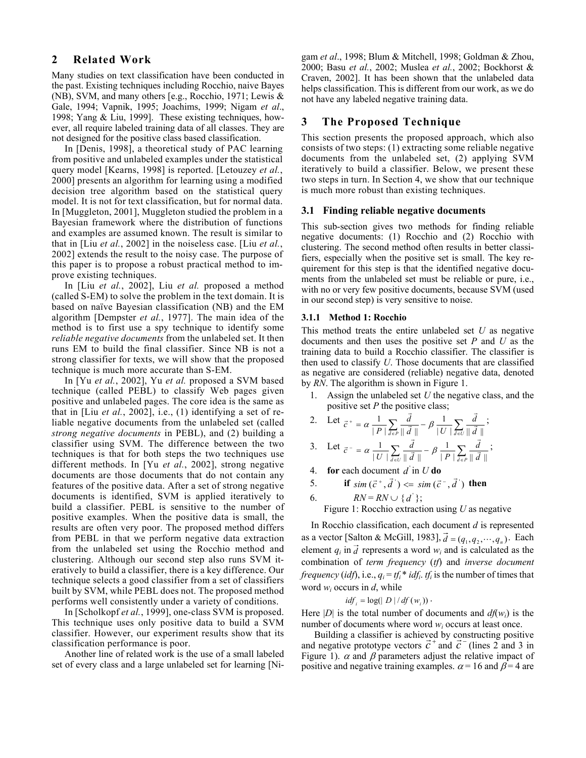## 2 Related Work

Many studies on text classification have been conducted in the past. Existing techniques including Rocchio, naive Bayes (NB), SVM, and many others [e.g., Rocchio, 1971; Lewis & Gale, 1994; Vapnik, 1995; Joachims, 1999; Nigam *et al*., 1998; Yang & Liu, 1999]. These existing techniques, however, all require labeled training data of all classes. They are not designed for the positive class based classification.

In [Denis, 1998], a theoretical study of PAC learning from positive and unlabeled examples under the statistical query model [Kearns, 1998] is reported. [Letouzey *et al.*, 2000] presents an algorithm for learning using a modified decision tree algorithm based on the statistical query model. It is not for text classification, but for normal data. In [Muggleton, 2001], Muggleton studied the problem in a Bayesian framework where the distribution of functions and examples are assumed known. The result is similar to that in [Liu *et al.*, 2002] in the noiseless case. [Liu *et al.*, 2002] extends the result to the noisy case. The purpose of this paper is to propose a robust practical method to improve existing techniques.

In [Liu *et al.*, 2002], Liu *et al.* proposed a method (called S-EM) to solve the problem in the text domain. It is based on naïve Bayesian classification (NB) and the EM algorithm [Dempster *et al.*, 1977]. The main idea of the method is to first use a spy technique to identify some *reliable negative documents* from the unlabeled set. It then runs EM to build the final classifier. Since NB is not a strong classifier for texts, we will show that the proposed technique is much more accurate than S-EM.

In [Yu *et al.*, 2002], Yu *et al.* proposed a SVM based technique (called PEBL) to classify Web pages given positive and unlabeled pages. The core idea is the same as that in [Liu *et al.*, 2002], i.e., (1) identifying a set of reliable negative documents from the unlabeled set (called *strong negative documents* in PEBL), and (2) building a classifier using SVM. The difference between the two techniques is that for both steps the two techniques use different methods. In [Yu *et al.*, 2002], strong negative documents are those documents that do not contain any features of the positive data. After a set of strong negative documents is identified, SVM is applied iteratively to build a classifier. PEBL is sensitive to the number of positive examples. When the positive data is small, the results are often very poor. The proposed method differs from PEBL in that we perform negative data extraction from the unlabeled set using the Rocchio method and clustering. Although our second step also runs SVM iteratively to build a classifier, there is a key difference. Our technique selects a good classifier from a set of classifiers built by SVM, while PEBL does not. The proposed method performs well consistently under a variety of conditions.

In [Scholkopf *et al.*, 1999], one-class SVM is proposed. This technique uses only positive data to build a SVM classifier. However, our experiment results show that its classification performance is poor.

Another line of related work is the use of a small labeled set of every class and a large unlabeled set for learning [Nigam *et al*., 1998; Blum & Mitchell, 1998; Goldman & Zhou, 2000; Basu *et al.*, 2002; Muslea *et al.*, 2002; Bockhorst & Craven, 2002]. It has been shown that the unlabeled data helps classification. This is different from our work, as we do not have any labeled negative training data.

## 3 The Proposed Technique

This section presents the proposed approach, which also consists of two steps: (1) extracting some reliable negative documents from the unlabeled set, (2) applying SVM iteratively to build a classifier. Below, we present these two steps in turn. In Section 4, we show that our technique is much more robust than existing techniques.

### 3.1 Finding reliable negative documents

This sub-section gives two methods for finding reliable negative documents: (1) Rocchio and (2) Rocchio with clustering. The second method often results in better classifiers, especially when the positive set is small. The key requirement for this step is that the identified negative documents from the unlabeled set must be reliable or pure, i.e., with no or very few positive documents, because SVM (used in our second step) is very sensitive to noise.

#### 3.1.1 Method 1: Rocchio

This method treats the entire unlabeled set *U* as negative documents and then uses the positive set *P* and *U* as the training data to build a Rocchio classifier. The classifier is then used to classify *U*. Those documents that are classified as negative are considered (reliable) negative data, denoted by *RN*. The algorithm is shown in Figure 1.

1. Assign the unlabeled set *U* the negative class, and the positive set *P* the positive class;
2. Let $\vec{c}^{\,+} = \alpha \frac{1}{|P|} \sum_{\vec{d} \in P} \frac{\vec{d}}{\|\vec{d}\|} - \beta \frac{1}{|U|} \sum_{\vec{d} \in U} \frac{\vec{d}}{\|\vec{d}\|}$;
3. Let $\vec{c}^{\,-} = \alpha \frac{1}{|U|} \sum_{\vec{d} \in U} \frac{\vec{d}}{\|\vec{d}\|} - \beta \frac{1}{|P|} \sum_{\vec{d} \in P} \frac{\vec{d}}{\|\vec{d}\|}$;
4. **for** each document $d'$ in *U* **do**
5. **if** $sim(\vec{c}^{\,+}, \vec{d}') <= sim(\vec{c}^{\,-}, \vec{d}')$ **then**
6. $RN = RN \cup \{d'\}$;

Figure 1: Rocchio extraction using *U* as negative

In Rocchio classification, each document *d* is represented as a vector [Salton & McGill, 1983], $\vec{d} = (q_1, q_2, \cdots, q_n)$. Each element $q_i$ in $\vec{d}$ represents a word $w_i$ and is calculated as the combination of *term frequency* (*tf*) and *inverse document frequency* (*idf*), i.e., $q_i = tf_i * idf_i$. $tf_i$ is the number of times that word $w_i$ occurs in *d*, while

$$idf_i = \log(|D| / df(w_i)).$$

Here $|D|$ is the total number of documents and $df(w_i)$ is the number of documents where word $w_i$ occurs at least once.

Building a classifier is achieved by constructing positive and negative prototype vectors $\vec{c}^{\,+}$ and $\vec{c}^{\,-}$ (lines 2 and 3 in Figure 1). $\alpha$ and $\beta$ parameters adjust the relative impact of positive and negative training examples. $\alpha = 16$ and $\beta = 4$ are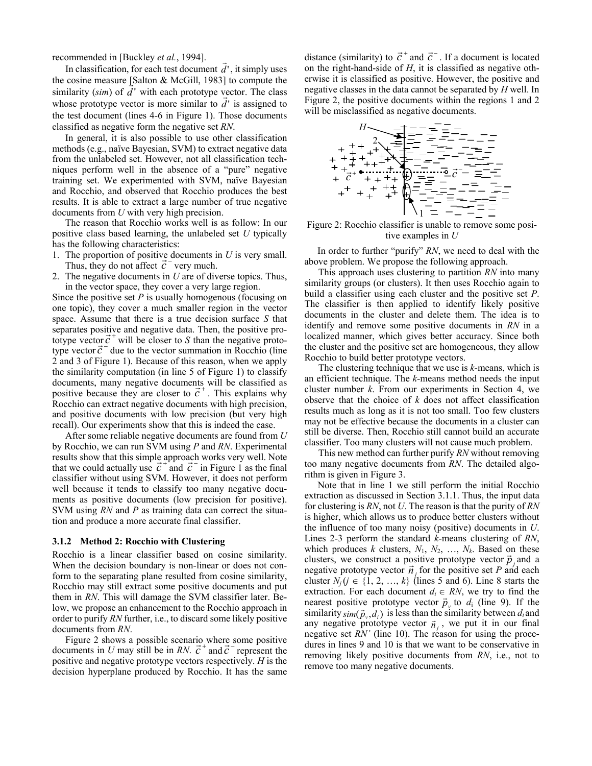recommended in [Buckley *et al.*, 1994].

In classification, for each test document $\vec{d}'$, it simply uses the cosine measure [Salton & McGill, 1983] to compute the similarity (*sim*) of $\vec{d}'$ with each prototype vector. The class whose prototype vector is more similar to $\vec{d}'$ is assigned to the test document (lines 4-6 in Figure 1). Those documents classified as negative form the negative set *RN*.

In general, it is also possible to use other classification methods (e.g., naïve Bayesian, SVM) to extract negative data from the unlabeled set. However, not all classification techniques perform well in the absence of a "pure" negative training set. We experimented with SVM, naïve Bayesian and Rocchio, and observed that Rocchio produces the best results. It is able to extract a large number of true negative documents from *U* with very high precision.

The reason that Rocchio works well is as follow: In our positive class based learning, the unlabeled set *U* typically has the following characteristics:

1. The proportion of positive documents in *U* is very small. Thus, they do not affect $\vec{c}^-$ very much.
2. The negative documents in *U* are of diverse topics. Thus, in the vector space, they cover a very large region.

Since the positive set *P* is usually homogenous (focusing on one topic), they cover a much smaller region in the vector space. Assume that there is a true decision surface *S* that separates positive and negative data. Then, the positive prototype vector $\vec{c}^+$ will be closer to *S* than the negative prototype vector $\vec{c}^-$ due to the vector summation in Rocchio (line 2 and 3 of Figure 1). Because of this reason, when we apply the similarity computation (in line 5 of Figure 1) to classify documents, many negative documents will be classified as positive because they are closer to $\vec{c}^+$. This explains why Rocchio can extract negative documents with high precision, and positive documents with low precision (but very high recall). Our experiments show that this is indeed the case.

After some reliable negative documents are found from *U* by Rocchio, we can run SVM using *P* and *RN*. Experimental results show that this simple approach works very well. Note that we could actually use $\vec{c}^+$ and $\vec{c}^-$ in Figure 1 as the final classifier without using SVM. However, it does not perform well because it tends to classify too many negative documents as positive documents (low precision for positive). SVM using *RN* and *P* as training data can correct the situation and produce a more accurate final classifier.

### 3.1.2 Method 2: Rocchio with Clustering

Rocchio is a linear classifier based on cosine similarity. When the decision boundary is non-linear or does not conform to the separating plane resulted from cosine similarity, Rocchio may still extract some positive documents and put them in *RN*. This will damage the SVM classifier later. Below, we propose an enhancement to the Rocchio approach in order to purify *RN* further, i.e., to discard some likely positive documents from *RN*.

Figure 2 shows a possible scenario where some positive documents in *U* may still be in *RN*. $\vec{c}^+$ and $\vec{c}^-$ represent the positive and negative prototype vectors respectively. *H* is the decision hyperplane produced by Rocchio. It has the same distance (similarity) to $\vec{c}^+$ and $\vec{c}^-$. If a document is located on the right-hand-side of *H*, it is classified as negative otherwise it is classified as positive. However, the positive and negative classes in the data cannot be separated by *H* well. In Figure 2, the positive documents within the regions 1 and 2 will be misclassified as negative documents.

Figure 2: Rocchio classifier is unable to remove some positive examples in *U*

In order to further "purify" *RN*, we need to deal with the above problem. We propose the following approach.

This approach uses clustering to partition *RN* into many similarity groups (or clusters). It then uses Rocchio again to build a classifier using each cluster and the positive set *P*. The classifier is then applied to identify likely positive documents in the cluster and delete them. The idea is to identify and remove some positive documents in *RN* in a localized manner, which gives better accuracy. Since both the cluster and the positive set are homogeneous, they allow Rocchio to build better prototype vectors.

The clustering technique that we use is *k*-means, which is an efficient technique. The *k*-means method needs the input cluster number *k*. From our experiments in Section 4, we observe that the choice of *k* does not affect classification results much as long as it is not too small. Too few clusters may not be effective because the documents in a cluster can still be diverse. Then, Rocchio still cannot build an accurate classifier. Too many clusters will not cause much problem.

This new method can further purify *RN* without removing too many negative documents from *RN*. The detailed algorithm is given in Figure 3.

Note that in line 1 we still perform the initial Rocchio extraction as discussed in Section 3.1.1. Thus, the input data for clustering is *RN*, not *U*. The reason is that the purity of *RN* is higher, which allows us to produce better clusters without the influence of too many noisy (positive) documents in *U*. Lines 2-3 perform the standard *k*-means clustering of *RN*, which produces *k* clusters, $N_1$, $N_2$, …, $N_k$. Based on these clusters, we construct a positive prototype vector $\vec{p}_j$ and a negative prototype vector $\vec{n}_j$ for the positive set *P* and each cluster $N_j$ ($j \in \{1, 2, \ldots, k\}$ (lines 5 and 6). Line 8 starts the extraction. For each document $d_i \in RN$, we try to find the nearest positive prototype vector $\vec{p}_v$ to $d_i$ (line 9). If the similarity $sim(\vec{p}_v, d_i)$ is less than the similarity between $d_i$ and any negative prototype vector $\vec{n}_j$, we put it in our final negative set *RN'* (line 10). The reason for using the procedures in lines 9 and 10 is that we want to be conservative in removing likely positive documents from *RN*, i.e., not to remove too many negative documents.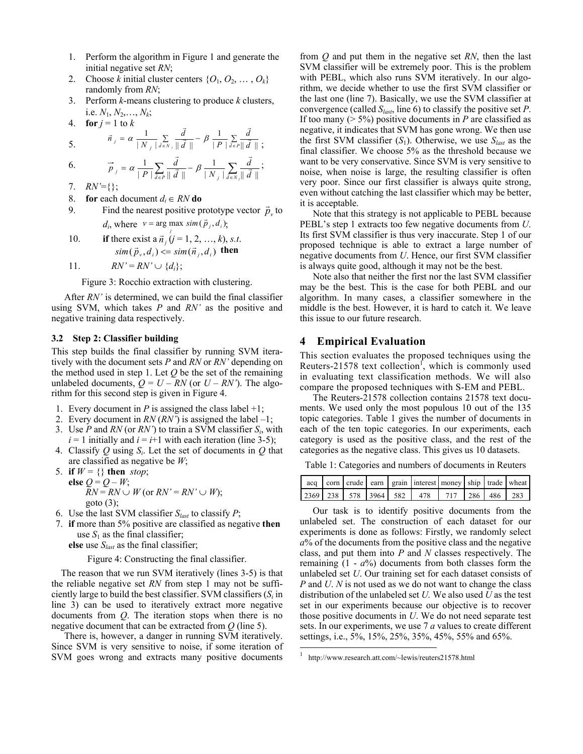1. Perform the algorithm in Figure 1 and generate the initial negative set *RN*;
2. Choose $k$ initial cluster centers $\{O_1, O_2, \ldots, O_k\}$ randomly from *RN*;
3. Perform $k$-means clustering to produce $k$ clusters, i.e. $N_1, N_2, \ldots, N_k$;
4. **for** $j = 1$ to $k$
5. $\vec{n}_j = \alpha \frac{1}{|N_j|} \sum_{\vec{d} \in N_j} \frac{\vec{d}}{\|\vec{d}\|} - \beta \frac{1}{|P|} \sum_{\vec{d} \in P} \frac{\vec{d}}{\|\vec{d}\|}$;
6. $\vec{p}_j = \alpha \frac{1}{|P|} \sum_{\vec{d} \in P} \frac{\vec{d}}{\|\vec{d}\|} - \beta \frac{1}{|N_j|} \sum_{\vec{d} \in N_j} \frac{\vec{d}}{\|\vec{d}\|}$;
7. $RN' = \{\}$;
8. **for** each document $d_i \in RN$ **do**
9. Find the nearest positive prototype vector $\vec{p}_v$ to $d_i$, where $v = \arg\max_j sim(\vec{p}_j, d_i)$;
10. **if** there exist a $\vec{n}_j$ ($j = 1, 2, \ldots, k$), *s.t.* $sim(\vec{p}_v, d_i) \le sim(\vec{n}_j, d_i)$ **then**
11. $RN' = RN' \cup \{d_i\}$;

Figure 3: Rocchio extraction with clustering.

After *RN'* is determined, we can build the final classifier using SVM, which takes *P* and *RN'* as the positive and negative training data respectively.

### 3.2 Step 2: Classifier building

This step builds the final classifier by running SVM iteratively with the document sets *P* and *RN* or *RN'* depending on the method used in step 1. Let *Q* be the set of the remaining unlabeled documents, $Q = U - RN$ (or $U - RN'$). The algorithm for this second step is given in Figure 4.

1. Every document in *P* is assigned the class label +1;
2. Every document in *RN* (*RN'*) is assigned the label –1;
3. Use *P* and *RN* (or *RN'*) to train a SVM classifier $S_i$, with $i = 1$ initially and $i = i+1$ with each iteration (line 3-5);
4. Classify *Q* using $S_i$. Let the set of documents in *Q* that are classified as negative be *W*;
5. **if** $W = \{\}$ **then** *stop*;
   **else** $Q = Q - W$;
   $RN = RN \cup W$ (or $RN' = RN' \cup W$);
   goto (3);
6. Use the last SVM classifier $S_{last}$ to classify *P*;
7. **if** more than 5% positive are classified as negative **then** use $S_1$ as the final classifier;
   **else** use $S_{last}$ as the final classifier;

Figure 4: Constructing the final classifier.

The reason that we run SVM iteratively (lines 3-5) is that the reliable negative set *RN* from step 1 may not be sufficiently large to build the best classifier. SVM classifiers ($S_i$ in line 3) can be used to iteratively extract more negative documents from *Q*. The iteration stops when there is no negative document that can be extracted from *Q* (line 5).

There is, however, a danger in running SVM iteratively. Since SVM is very sensitive to noise, if some iteration of SVM goes wrong and extracts many positive documents from *Q* and put them in the negative set *RN*, then the last SVM classifier will be extremely poor. This is the problem with PEBL, which also runs SVM iteratively. In our algorithm, we decide whether to use the first SVM classifier or the last one (line 7). Basically, we use the SVM classifier at convergence (called $S_{last}$, line 6) to classify the positive set *P*. If too many (> 5%) positive documents in *P* are classified as negative, it indicates that SVM has gone wrong. We then use the first SVM classifier ($S_1$). Otherwise, we use $S_{last}$ as the final classifier. We choose 5% as the threshold because we want to be very conservative. Since SVM is very sensitive to noise, when noise is large, the resulting classifier is often very poor. Since our first classifier is always quite strong, even without catching the last classifier which may be better, it is acceptable.

Note that this strategy is not applicable to PEBL because PEBL's step 1 extracts too few negative documents from *U*. Its first SVM classifier is thus very inaccurate. Step 1 of our proposed technique is able to extract a large number of negative documents from *U*. Hence, our first SVM classifier is always quite good, although it may not be the best.

Note also that neither the first nor the last SVM classifier may be the best. This is the case for both PEBL and our algorithm. In many cases, a classifier somewhere in the middle is the best. However, it is hard to catch it. We leave this issue to our future research.

## 4 Empirical Evaluation

This section evaluates the proposed techniques using the Reuters-21578 text collection[1], which is commonly used in evaluating text classification methods. We will also compare the proposed techniques with S-EM and PEBL.

The Reuters-21578 collection contains 21578 text documents. We used only the most populous 10 out of the 135 topic categories. Table 1 gives the number of documents in each of the ten topic categories. In our experiments, each category is used as the positive class, and the rest of the categories as the negative class. This gives us 10 datasets.

Table 1: Categories and numbers of documents in Reuters

| acq | corn | crude | earn | grain | interest | money | ship | trade | wheat |
|---|---|---|---|---|---|---|---|---|---|
| 2369 | 238 | 578 | 3964 | 582 | 478 | 717 | 286 | 486 | 283 |

Our task is to identify positive documents from the unlabeled set. The construction of each dataset for our experiments is done as follows: Firstly, we randomly select *a*% of the documents from the positive class and the negative class, and put them into *P* and *N* classes respectively. The remaining (1 - *a*%) documents from both classes form the unlabeled set *U*. Our training set for each dataset consists of *P* and *U*. *N* is not used as we do not want to change the class distribution of the unlabeled set *U*. We also used *U* as the test set in our experiments because our objective is to recover those positive documents in *U*. We do not need separate test sets. In our experiments, we use 7 *a* values to create different settings, i.e., 5%, 15%, 25%, 35%, 45%, 55% and 65%.

[1] http://www.research.att.com/~lewis/reuters21578.html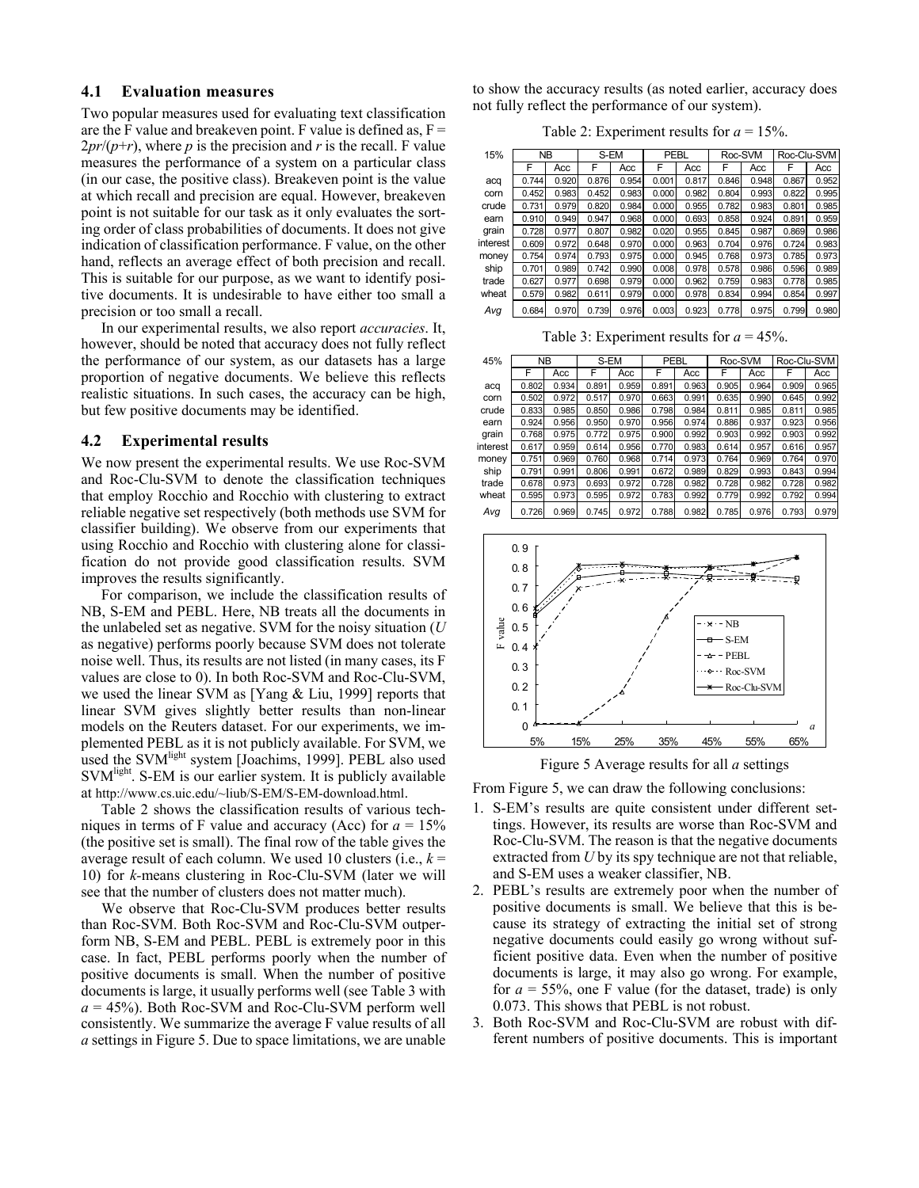### 4.1 Evaluation measures

Two popular measures used for evaluating text classification are the F value and breakeven point. F value is defined as, $F = 2pr/(p+r)$, where $p$ is the precision and $r$ is the recall. F value measures the performance of a system on a particular class (in our case, the positive class). Breakeven point is the value at which recall and precision are equal. However, breakeven point is not suitable for our task as it only evaluates the sorting order of class probabilities of documents. It does not give indication of classification performance. F value, on the other hand, reflects an average effect of both precision and recall. This is suitable for our purpose, as we want to identify positive documents. It is undesirable to have either too small a precision or too small a recall.

In our experimental results, we also report *accuracies*. It, however, should be noted that accuracy does not fully reflect the performance of our system, as our datasets has a large proportion of negative documents. We believe this reflects realistic situations. In such cases, the accuracy can be high, but few positive documents may be identified.

### 4.2 Experimental results

We now present the experimental results. We use Roc-SVM and Roc-Clu-SVM to denote the classification techniques that employ Rocchio and Rocchio with clustering to extract reliable negative set respectively (both methods use SVM for classifier building). We observe from our experiments that using Rocchio and Rocchio with clustering alone for classification do not provide good classification results. SVM improves the results significantly.

For comparison, we include the classification results of NB, S-EM and PEBL. Here, NB treats all the documents in the unlabeled set as negative. SVM for the noisy situation (*U* as negative) performs poorly because SVM does not tolerate noise well. Thus, its results are not listed (in many cases, its F values are close to 0). In both Roc-SVM and Roc-Clu-SVM, we used the linear SVM as [Yang & Liu, 1999] reports that linear SVM gives slightly better results than non-linear models on the Reuters dataset. For our experiments, we implemented PEBL as it is not publicly available. For SVM, we used the SVM[light] system [Joachims, 1999]. PEBL also used SVM[light]. S-EM is our earlier system. It is publicly available at http://www.cs.uic.edu/~liub/S-EM/S-EM-download.html.

Table 2 shows the classification results of various techniques in terms of F value and accuracy (Acc) for $a = 15\%$ (the positive set is small). The final row of the table gives the average result of each column. We used 10 clusters (i.e., $k = 10$) for *k*-means clustering in Roc-Clu-SVM (later we will see that the number of clusters does not matter much).

We observe that Roc-Clu-SVM produces better results than Roc-SVM. Both Roc-SVM and Roc-Clu-SVM outperform NB, S-EM and PEBL. PEBL is extremely poor in this case. In fact, PEBL performs poorly when the number of positive documents is small. When the number of positive documents is large, it usually performs well (see Table 3 with $a = 45\%$). Both Roc-SVM and Roc-Clu-SVM perform well consistently. We summarize the average F value results of all *a* settings in Figure 5. Due to space limitations, we are unable to show the accuracy results (as noted earlier, accuracy does not fully reflect the performance of our system).

Table 2: Experiment results for $a = 15\%$.

| 15% | NB | | S-EM | | PEBL | | Roc-SVM | | Roc-Clu-SVM | |
|---|---|---|---|---|---|---|---|---|---|---|
| | F | Acc | F | Acc | F | Acc | F | Acc | F | Acc |
| acq | 0.744 | 0.920 | 0.876 | 0.954 | 0.001 | 0.817 | 0.846 | 0.948 | 0.867 | 0.952 |
| corn | 0.452 | 0.983 | 0.452 | 0.983 | 0.000 | 0.982 | 0.804 | 0.993 | 0.822 | 0.995 |
| crude | 0.731 | 0.979 | 0.820 | 0.984 | 0.000 | 0.955 | 0.782 | 0.983 | 0.801 | 0.985 |
| earn | 0.910 | 0.949 | 0.947 | 0.968 | 0.000 | 0.693 | 0.858 | 0.924 | 0.891 | 0.959 |
| grain | 0.728 | 0.977 | 0.807 | 0.982 | 0.020 | 0.955 | 0.845 | 0.987 | 0.869 | 0.986 |
| interest | 0.609 | 0.972 | 0.648 | 0.970 | 0.000 | 0.963 | 0.704 | 0.976 | 0.724 | 0.983 |
| money | 0.754 | 0.974 | 0.793 | 0.975 | 0.000 | 0.945 | 0.768 | 0.973 | 0.785 | 0.973 |
| ship | 0.701 | 0.989 | 0.742 | 0.990 | 0.008 | 0.978 | 0.578 | 0.986 | 0.596 | 0.989 |
| trade | 0.627 | 0.977 | 0.698 | 0.979 | 0.000 | 0.962 | 0.759 | 0.983 | 0.778 | 0.985 |
| wheat | 0.579 | 0.982 | 0.611 | 0.979 | 0.000 | 0.978 | 0.834 | 0.994 | 0.854 | 0.997 |
| *Avg* | 0.684 | 0.970 | 0.739 | 0.976 | 0.003 | 0.923 | 0.778 | 0.975 | 0.799 | 0.980 |

Table 3: Experiment results for $a = 45\%$.

| 45% | NB | | S-EM | | PEBL | | Roc-SVM | | Roc-Clu-SVM | |
|---|---|---|---|---|---|---|---|---|---|---|
| | F | Acc | F | Acc | F | Acc | F | Acc | F | Acc |
| acq | 0.802 | 0.934 | 0.891 | 0.959 | 0.891 | 0.963 | 0.905 | 0.964 | 0.909 | 0.965 |
| corn | 0.502 | 0.972 | 0.517 | 0.970 | 0.663 | 0.991 | 0.635 | 0.990 | 0.645 | 0.992 |
| crude | 0.833 | 0.985 | 0.850 | 0.986 | 0.798 | 0.984 | 0.811 | 0.985 | 0.811 | 0.985 |
| earn | 0.924 | 0.956 | 0.950 | 0.970 | 0.956 | 0.974 | 0.886 | 0.937 | 0.923 | 0.956 |
| grain | 0.768 | 0.975 | 0.772 | 0.975 | 0.900 | 0.992 | 0.903 | 0.992 | 0.903 | 0.992 |
| interest | 0.617 | 0.959 | 0.614 | 0.956 | 0.770 | 0.983 | 0.614 | 0.957 | 0.616 | 0.957 |
| money | 0.751 | 0.969 | 0.760 | 0.968 | 0.714 | 0.973 | 0.764 | 0.969 | 0.764 | 0.970 |
| ship | 0.791 | 0.991 | 0.806 | 0.991 | 0.672 | 0.989 | 0.829 | 0.993 | 0.843 | 0.994 |
| trade | 0.678 | 0.973 | 0.693 | 0.972 | 0.728 | 0.982 | 0.728 | 0.982 | 0.728 | 0.982 |
| wheat | 0.595 | 0.973 | 0.595 | 0.972 | 0.783 | 0.992 | 0.779 | 0.992 | 0.792 | 0.994 |
| *Avg* | 0.726 | 0.969 | 0.745 | 0.972 | 0.788 | 0.982 | 0.785 | 0.976 | 0.793 | 0.979 |

Figure 5 Average results for all *a* settings

From Figure 5, we can draw the following conclusions:

1. S-EM's results are quite consistent under different settings. However, its results are worse than Roc-SVM and Roc-Clu-SVM. The reason is that the negative documents extracted from *U* by its spy technique are not that reliable, and S-EM uses a weaker classifier, NB.
2. PEBL's results are extremely poor when the number of positive documents is small. We believe that this is because its strategy of extracting the initial set of strong negative documents could easily go wrong without sufficient positive data. Even when the number of positive documents is large, it may also go wrong. For example, for $a = 55\%$, one F value (for the dataset, trade) is only 0.073. This shows that PEBL is not robust.
3. Both Roc-SVM and Roc-Clu-SVM are robust with different numbers of positive documents. This is important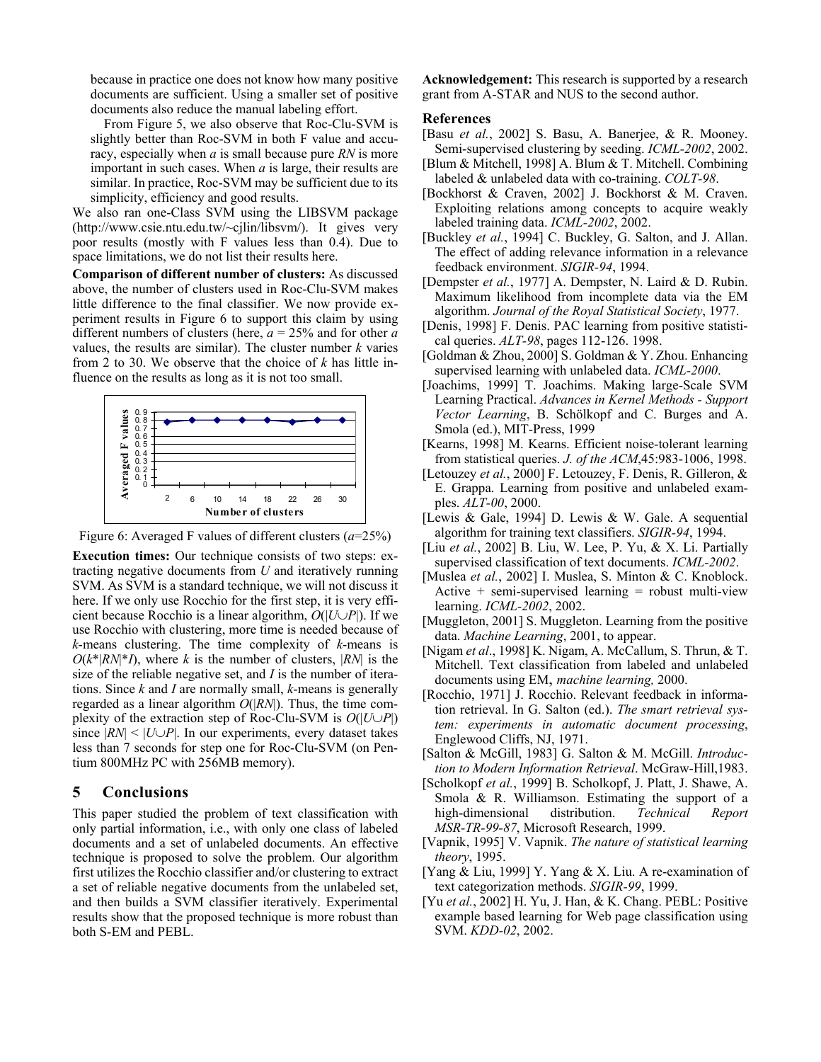because in practice one does not know how many positive documents are sufficient. Using a smaller set of positive documents also reduce the manual labeling effort.

From Figure 5, we also observe that Roc-Clu-SVM is slightly better than Roc-SVM in both F value and accuracy, especially when *a* is small because pure *RN* is more important in such cases. When *a* is large, their results are similar. In practice, Roc-SVM may be sufficient due to its simplicity, efficiency and good results.

We also ran one-Class SVM using the LIBSVM package (http://www.csie.ntu.edu.tw/~cjlin/libsvm/). It gives very poor results (mostly with F values less than 0.4). Due to space limitations, we do not list their results here.

**Comparison of different number of clusters:** As discussed above, the number of clusters used in Roc-Clu-SVM makes little difference to the final classifier. We now provide experiment results in Figure 6 to support this claim by using different numbers of clusters (here, $a$ = 25% and for other $a$ values, the results are similar). The cluster number $k$ varies from 2 to 30. We observe that the choice of $k$ has little influence on the results as long as it is not too small.

Averaged F values

0.9
0.8
0.7
0.6
0.5
0.4
0.3
0.2
0.1
0

2 6 10 14 18 22 26 30

Number of clusters

Figure 6: Averaged F values of different clusters ($a$=25%)

**Execution times:** Our technique consists of two steps: extracting negative documents from $U$ and iteratively running SVM. As SVM is a standard technique, we will not discuss it here. If we only use Rocchio for the first step, it is very efficient because Rocchio is a linear algorithm, $O(|U \cup P|)$. If we use Rocchio with clustering, more time is needed because of $k$-means clustering. The time complexity of $k$-means is $O(k*|RN|*I)$, where $k$ is the number of clusters, $|RN|$ is the size of the reliable negative set, and $I$ is the number of iterations. Since $k$ and $I$ are normally small, $k$-means is generally regarded as a linear algorithm $O(|RN|)$. Thus, the time complexity of the extraction step of Roc-Clu-SVM is $O(|U \cup P|)$ since $|RN| < |U \cup P|$. In our experiments, every dataset takes less than 7 seconds for step one for Roc-Clu-SVM (on Pentium 800MHz PC with 256MB memory).

## 5 Conclusions

This paper studied the problem of text classification with only partial information, i.e., with only one class of labeled documents and a set of unlabeled documents. An effective technique is proposed to solve the problem. Our algorithm first utilizes the Rocchio classifier and/or clustering to extract a set of reliable negative documents from the unlabeled set, and then builds a SVM classifier iteratively. Experimental results show that the proposed technique is more robust than both S-EM and PEBL.

**Acknowledgement:** This research is supported by a research grant from A-STAR and NUS to the second author.

## References

[Basu *et al.*, 2002] S. Basu, A. Banerjee, & R. Mooney. Semi-supervised clustering by seeding. *ICML-2002*, 2002.

[Blum & Mitchell, 1998] A. Blum & T. Mitchell. Combining labeled & unlabeled data with co-training. *COLT-98*.

[Bockhorst & Craven, 2002] J. Bockhorst & M. Craven. Exploiting relations among concepts to acquire weakly labeled training data. *ICML-2002*, 2002.

[Buckley *et al.*, 1994] C. Buckley, G. Salton, and J. Allan. The effect of adding relevance information in a relevance feedback environment. *SIGIR-94*, 1994.

[Dempster *et al.*, 1977] A. Dempster, N. Laird & D. Rubin. Maximum likelihood from incomplete data via the EM algorithm. *Journal of the Royal Statistical Society*, 1977.

[Denis, 1998] F. Denis. PAC learning from positive statistical queries. *ALT-98*, pages 112-126. 1998.

[Goldman & Zhou, 2000] S. Goldman & Y. Zhou. Enhancing supervised learning with unlabeled data. *ICML-2000*.

[Joachims, 1999] T. Joachims. Making large-Scale SVM Learning Practical. *Advances in Kernel Methods - Support Vector Learning*, B. Schölkopf and C. Burges and A. Smola (ed.), MIT-Press, 1999

[Kearns, 1998] M. Kearns. Efficient noise-tolerant learning from statistical queries. *J. of the ACM*,45:983-1006, 1998.

[Letouzey *et al.*, 2000] F. Letouzey, F. Denis, R. Gilleron, & E. Grappa. Learning from positive and unlabeled examples. *ALT-00*, 2000.

[Lewis & Gale, 1994] D. Lewis & W. Gale. A sequential algorithm for training text classifiers. *SIGIR-94*, 1994.

[Liu *et al.*, 2002] B. Liu, W. Lee, P. Yu, & X. Li. Partially supervised classification of text documents. *ICML-2002*.

[Muslea *et al.*, 2002] I. Muslea, S. Minton & C. Knoblock. Active + semi-supervised learning = robust multi-view learning. *ICML-2002*, 2002.

[Muggleton, 2001] S. Muggleton. Learning from the positive data. *Machine Learning*, 2001, to appear.

[Nigam *et al*., 1998] K. Nigam, A. McCallum, S. Thrun, & T. Mitchell. Text classification from labeled and unlabeled documents using EM, *machine learning,* 2000.

[Rocchio, 1971] J. Rocchio. Relevant feedback in information retrieval. In G. Salton (ed.). *The smart retrieval system: experiments in automatic document processing*, Englewood Cliffs, NJ, 1971.

[Salton & McGill, 1983] G. Salton & M. McGill. *Introduction to Modern Information Retrieval*. McGraw-Hill,1983.

[Scholkopf *et al.*, 1999] B. Scholkopf, J. Platt, J. Shawe, A. Smola & R. Williamson. Estimating the support of a high-dimensional distribution. *Technical Report MSR-TR-99-87*, Microsoft Research, 1999.

[Vapnik, 1995] V. Vapnik. *The nature of statistical learning theory*, 1995.

[Yang & Liu, 1999] Y. Yang & X. Liu. A re-examination of text categorization methods. *SIGIR-99*, 1999.

[Yu *et al.*, 2002] H. Yu, J. Han, & K. Chang. PEBL: Positive example based learning for Web page classification using SVM. *KDD-02*, 2002.